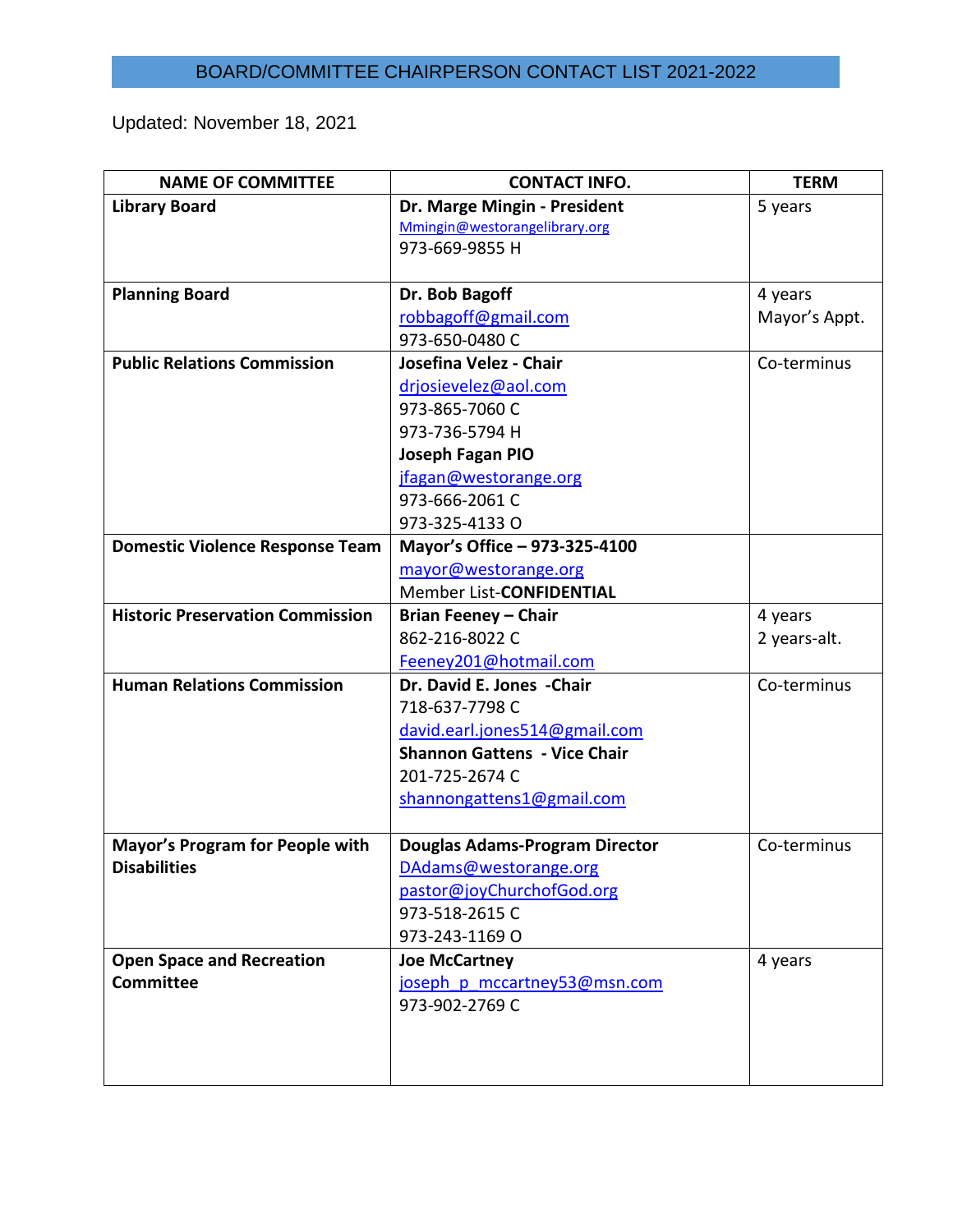# BOARD/COMMITTEE CHAIRPERSON CONTACT LIST 2021-2022

Updated: November 18, 2021

| NAME OF COMMITTEE | CONTACT INFO. | TERM |
|---|---|---|
| **Library Board** | **Dr. Marge Mingin - President**<br>Mmingin@westorangelibrary.org<br>973-669-9855 H | 5 years |
| **Planning Board** | **Dr. Bob Bagoff**<br>robbagoff@gmail.com<br>973-650-0480 C | 4 years<br>Mayor's Appt. |
| **Public Relations Commission** | **Josefina Velez - Chair**<br>drjosievelez@aol.com<br>973-865-7060 C<br>973-736-5794 H<br>**Joseph Fagan PIO**<br>jfagan@westorange.org<br>973-666-2061 C<br>973-325-4133 O | Co-terminus |
| **Domestic Violence Response Team** | **Mayor's Office – 973-325-4100**<br>mayor@westorange.org<br>Member List-**CONFIDENTIAL** | |
| **Historic Preservation Commission** | **Brian Feeney – Chair**<br>862-216-8022 C<br>Feeney201@hotmail.com | 4 years<br>2 years-alt. |
| **Human Relations Commission** | **Dr. David E. Jones -Chair**<br>718-637-7798 C<br>david.earl.jones514@gmail.com<br>**Shannon Gattens - Vice Chair**<br>201-725-2674 C<br>shannongattens1@gmail.com | Co-terminus |
| **Mayor's Program for People with Disabilities** | **Douglas Adams-Program Director**<br>DAdams@westorange.org<br>pastor@joyChurchofGod.org<br>973-518-2615 C<br>973-243-1169 O | Co-terminus |
| **Open Space and Recreation Committee** | **Joe McCartney**<br>joseph_p_mccartney53@msn.com<br>973-902-2769 C | 4 years |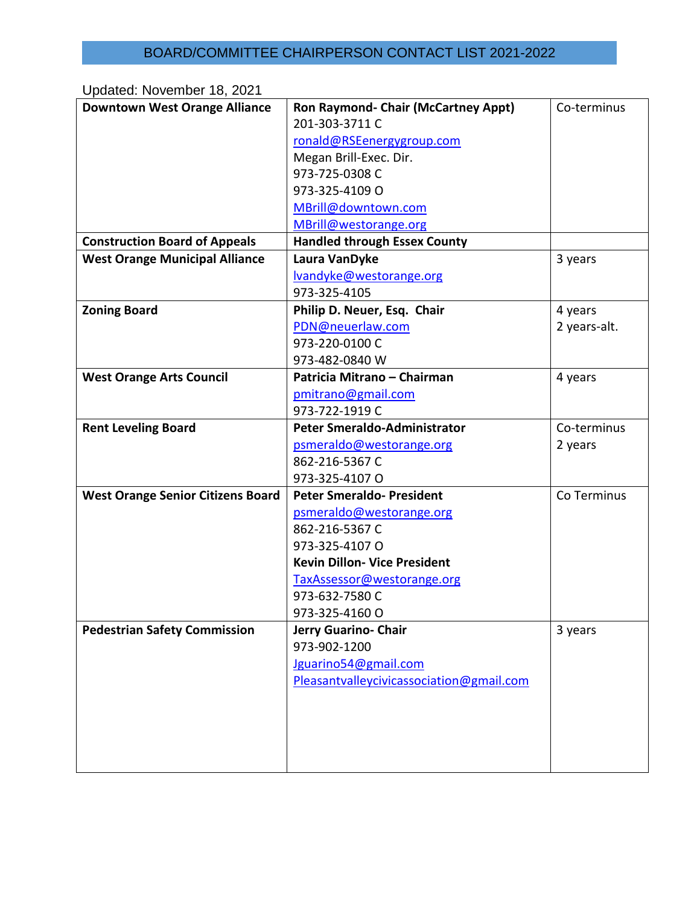# BOARD/COMMITTEE CHAIRPERSON CONTACT LIST 2021-2022

Updated: November 18, 2021

| | | |
|---|---|---|
| **Downtown West Orange Alliance** | **Ron Raymond- Chair (McCartney Appt)**<br>201-303-3711 C<br>ronald@RSEenergygroup.com<br>Megan Brill-Exec. Dir.<br>973-725-0308 C<br>973-325-4109 O<br>MBrill@downtown.com<br>MBrill@westorange.org | Co-terminus |
| **Construction Board of Appeals** | **Handled through Essex County** | |
| **West Orange Municipal Alliance** | **Laura VanDyke**<br>lvandyke@westorange.org<br>973-325-4105 | 3 years |
| **Zoning Board** | **Philip D. Neuer, Esq. Chair**<br>PDN@neuerlaw.com<br>973-220-0100 C<br>973-482-0840 W | 4 years<br>2 years-alt. |
| **West Orange Arts Council** | **Patricia Mitrano – Chairman**<br>pmitrano@gmail.com<br>973-722-1919 C | 4 years |
| **Rent Leveling Board** | **Peter Smeraldo-Administrator**<br>psmeraldo@westorange.org<br>862-216-5367 C<br>973-325-4107 O | Co-terminus<br>2 years |
| **West Orange Senior Citizens Board** | **Peter Smeraldo- President**<br>psmeraldo@westorange.org<br>862-216-5367 C<br>973-325-4107 O<br>**Kevin Dillon- Vice President**<br>TaxAssessor@westorange.org<br>973-632-7580 C<br>973-325-4160 O | Co Terminus |
| **Pedestrian Safety Commission** | **Jerry Guarino- Chair**<br>973-902-1200<br>Jguarino54@gmail.com<br>Pleasantvalleycivicassociation@gmail.com | 3 years |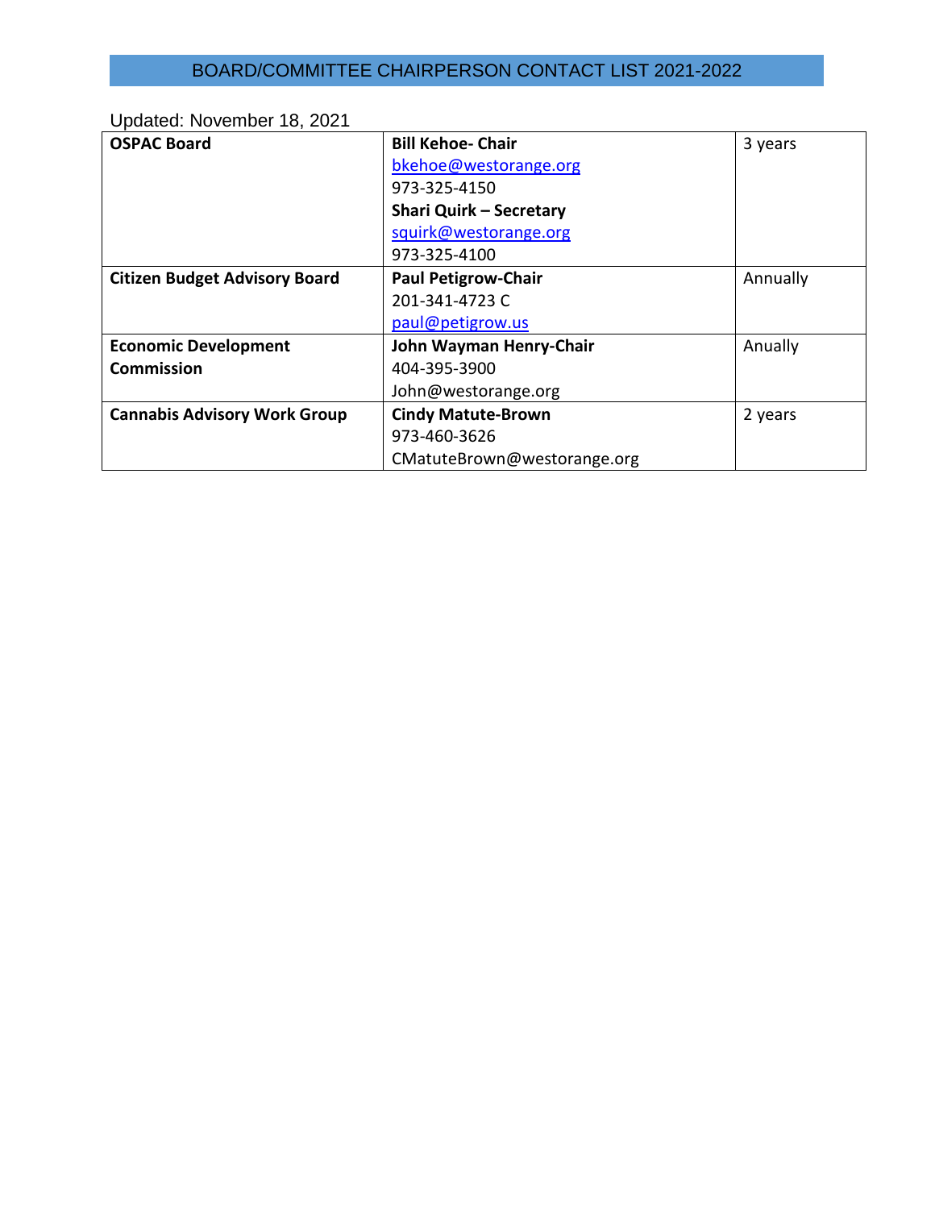# BOARD/COMMITTEE CHAIRPERSON CONTACT LIST 2021-2022

Updated: November 18, 2021

| | | |
|---|---|---|
| **OSPAC Board** | **Bill Kehoe- Chair**<br>bkehoe@westorange.org<br>973-325-4150<br>**Shari Quirk – Secretary**<br>squirk@westorange.org<br>973-325-4100 | 3 years |
| **Citizen Budget Advisory Board** | **Paul Petigrow-Chair**<br>201-341-4723 C<br>paul@petigrow.us | Annually |
| **Economic Development Commission** | **John Wayman Henry-Chair**<br>404-395-3900<br>John@westorange.org | Anually |
| **Cannabis Advisory Work Group** | **Cindy Matute-Brown**<br>973-460-3626<br>CMatuteBrown@westorange.org | 2 years |